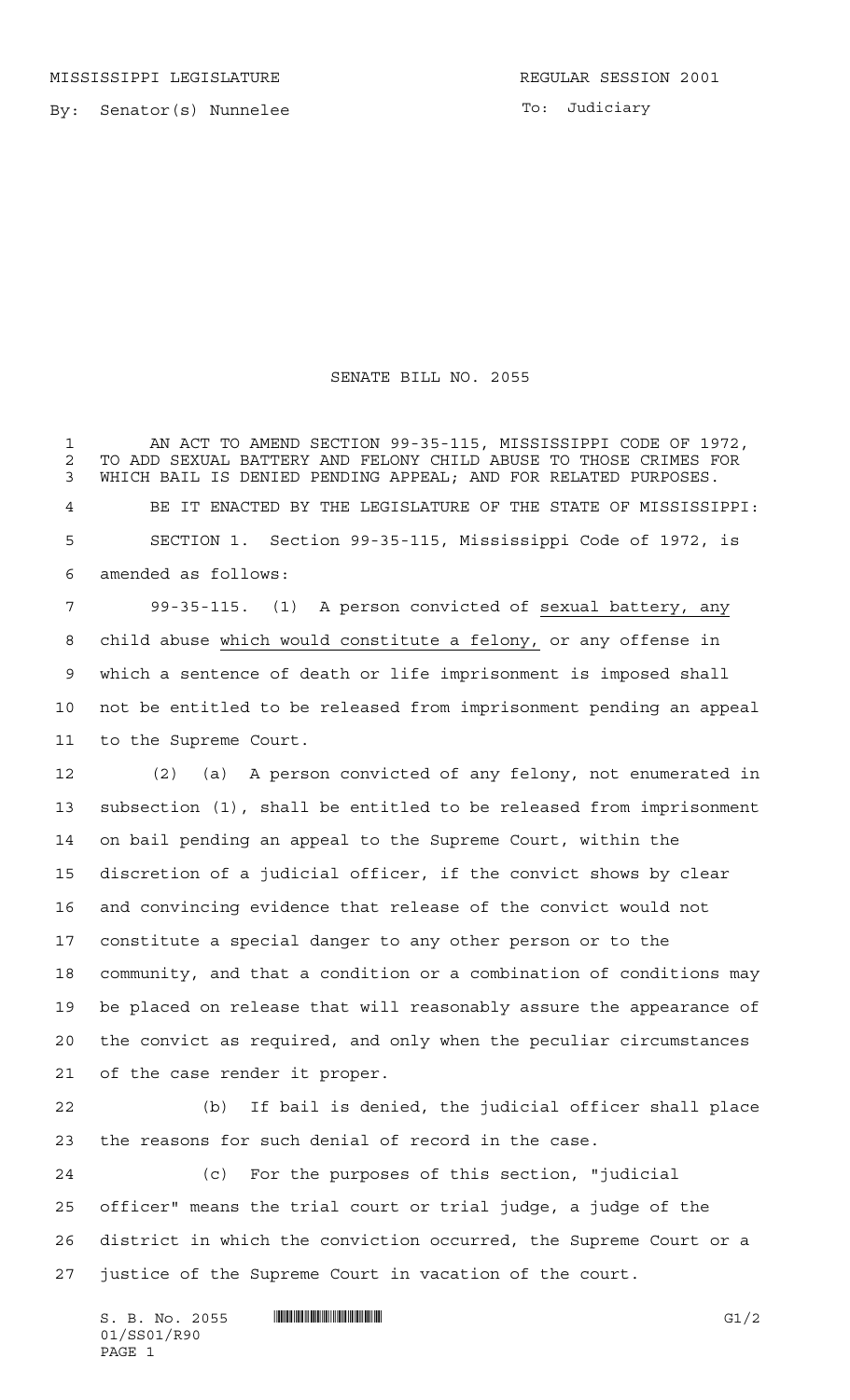MISSISSIPPI LEGISLATURE REGULAR SESSION 2001

By: Senator(s) Nunnelee

To: Judiciary

# SENATE BILL NO. 2055

AN ACT TO AMEND SECTION 99-35-115, MISSISSIPPI CODE OF 1972, TO ADD SEXUAL BATTERY AND FELONY CHILD ABUSE TO THOSE CRIMES FOR WHICH BAIL IS DENIED PENDING APPEAL; AND FOR RELATED PURPOSES.

BE IT ENACTED BY THE LEGISLATURE OF THE STATE OF MISSISSIPPI:

SECTION 1. Section 99-35-115, Mississippi Code of 1972, is amended as follows:

99-35-115. (1) A person convicted of sexual battery, any child abuse which would constitute a felony, or any offense in which a sentence of death or life imprisonment is imposed shall not be entitled to be released from imprisonment pending an appeal to the Supreme Court.

(2) (a) A person convicted of any felony, not enumerated in subsection (1), shall be entitled to be released from imprisonment on bail pending an appeal to the Supreme Court, within the discretion of a judicial officer, if the convict shows by clear and convincing evidence that release of the convict would not constitute a special danger to any other person or to the community, and that a condition or a combination of conditions may be placed on release that will reasonably assure the appearance of the convict as required, and only when the peculiar circumstances of the case render it proper.

(b) If bail is denied, the judicial officer shall place the reasons for such denial of record in the case.

(c) For the purposes of this section, "judicial officer" means the trial court or trial judge, a judge of the district in which the conviction occurred, the Supreme Court or a justice of the Supreme Court in vacation of the court.

S. B. No. 2055 G1/2
01/SS01/R90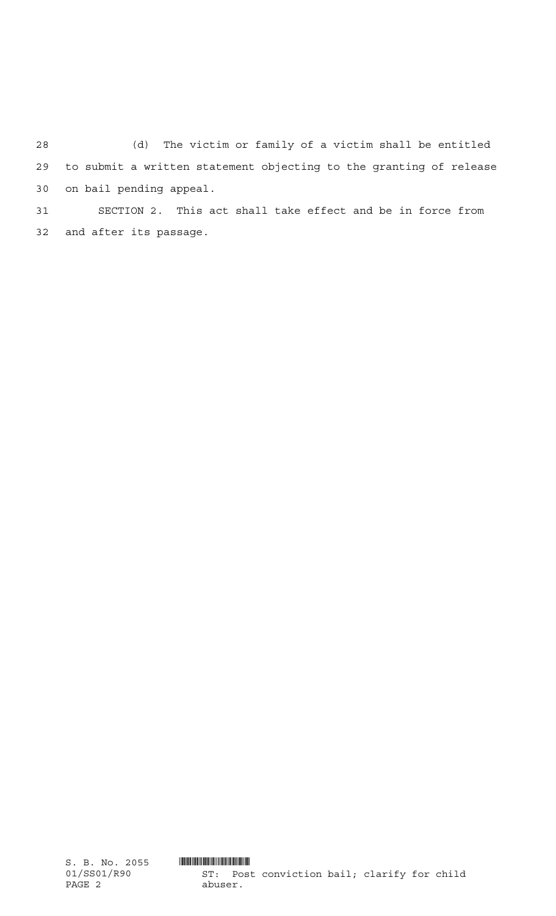(d) The victim or family of a victim shall be entitled to submit a written statement objecting to the granting of release on bail pending appeal.

SECTION 2. This act shall take effect and be in force from and after its passage.